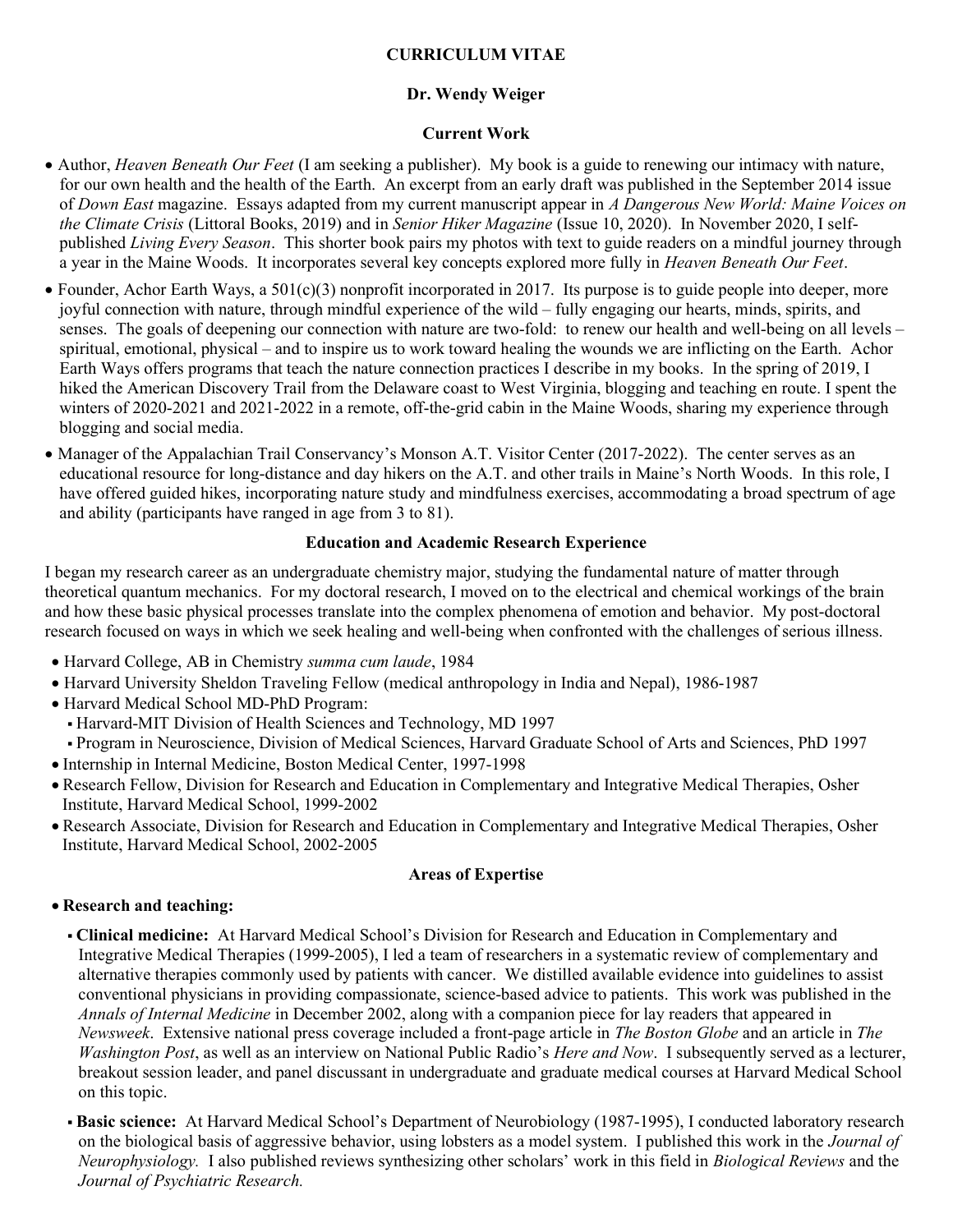# CURRICULUM VITAE

## Dr. Wendy Weiger

### Current Work

- Author, *Heaven Beneath Our Feet* (I am seeking a publisher). My book is a guide to renewing our intimacy with nature, for our own health and the health of the Earth. An excerpt from an early draft was published in the September 2014 issue of *Down East* magazine. Essays adapted from my current manuscript appear in *A Dangerous New World: Maine Voices on the Climate Crisis* (Littoral Books, 2019) and in *Senior Hiker Magazine* (Issue 10, 2020). In November 2020, I self-published *Living Every Season*. This shorter book pairs my photos with text to guide readers on a mindful journey through a year in the Maine Woods. It incorporates several key concepts explored more fully in *Heaven Beneath Our Feet*.
- Founder, Achor Earth Ways, a 501(c)(3) nonprofit incorporated in 2017. Its purpose is to guide people into deeper, more joyful connection with nature, through mindful experience of the wild – fully engaging our hearts, minds, spirits, and senses. The goals of deepening our connection with nature are two-fold: to renew our health and well-being on all levels – spiritual, emotional, physical – and to inspire us to work toward healing the wounds we are inflicting on the Earth. Achor Earth Ways offers programs that teach the nature connection practices I describe in my books. In the spring of 2019, I hiked the American Discovery Trail from the Delaware coast to West Virginia, blogging and teaching en route. I spent the winters of 2020-2021 and 2021-2022 in a remote, off-the-grid cabin in the Maine Woods, sharing my experience through blogging and social media.
- Manager of the Appalachian Trail Conservancy's Monson A.T. Visitor Center (2017-2022). The center serves as an educational resource for long-distance and day hikers on the A.T. and other trails in Maine's North Woods. In this role, I have offered guided hikes, incorporating nature study and mindfulness exercises, accommodating a broad spectrum of age and ability (participants have ranged in age from 3 to 81).

### Education and Academic Research Experience

I began my research career as an undergraduate chemistry major, studying the fundamental nature of matter through theoretical quantum mechanics. For my doctoral research, I moved on to the electrical and chemical workings of the brain and how these basic physical processes translate into the complex phenomena of emotion and behavior. My post-doctoral research focused on ways in which we seek healing and well-being when confronted with the challenges of serious illness.

- Harvard College, AB in Chemistry *summa cum laude*, 1984
- Harvard University Sheldon Traveling Fellow (medical anthropology in India and Nepal), 1986-1987
- Harvard Medical School MD-PhD Program:
  - Harvard-MIT Division of Health Sciences and Technology, MD 1997
  - Program in Neuroscience, Division of Medical Sciences, Harvard Graduate School of Arts and Sciences, PhD 1997
- Internship in Internal Medicine, Boston Medical Center, 1997-1998
- Research Fellow, Division for Research and Education in Complementary and Integrative Medical Therapies, Osher Institute, Harvard Medical School, 1999-2002
- Research Associate, Division for Research and Education in Complementary and Integrative Medical Therapies, Osher Institute, Harvard Medical School, 2002-2005

### Areas of Expertise

- **Research and teaching:**
  - **Clinical medicine:** At Harvard Medical School's Division for Research and Education in Complementary and Integrative Medical Therapies (1999-2005), I led a team of researchers in a systematic review of complementary and alternative therapies commonly used by patients with cancer. We distilled available evidence into guidelines to assist conventional physicians in providing compassionate, science-based advice to patients. This work was published in the *Annals of Internal Medicine* in December 2002, along with a companion piece for lay readers that appeared in *Newsweek*. Extensive national press coverage included a front-page article in *The Boston Globe* and an article in *The Washington Post*, as well as an interview on National Public Radio's *Here and Now*. I subsequently served as a lecturer, breakout session leader, and panel discussant in undergraduate and graduate medical courses at Harvard Medical School on this topic.
  - **Basic science:** At Harvard Medical School's Department of Neurobiology (1987-1995), I conducted laboratory research on the biological basis of aggressive behavior, using lobsters as a model system. I published this work in the *Journal of Neurophysiology.* I also published reviews synthesizing other scholars' work in this field in *Biological Reviews* and the *Journal of Psychiatric Research.*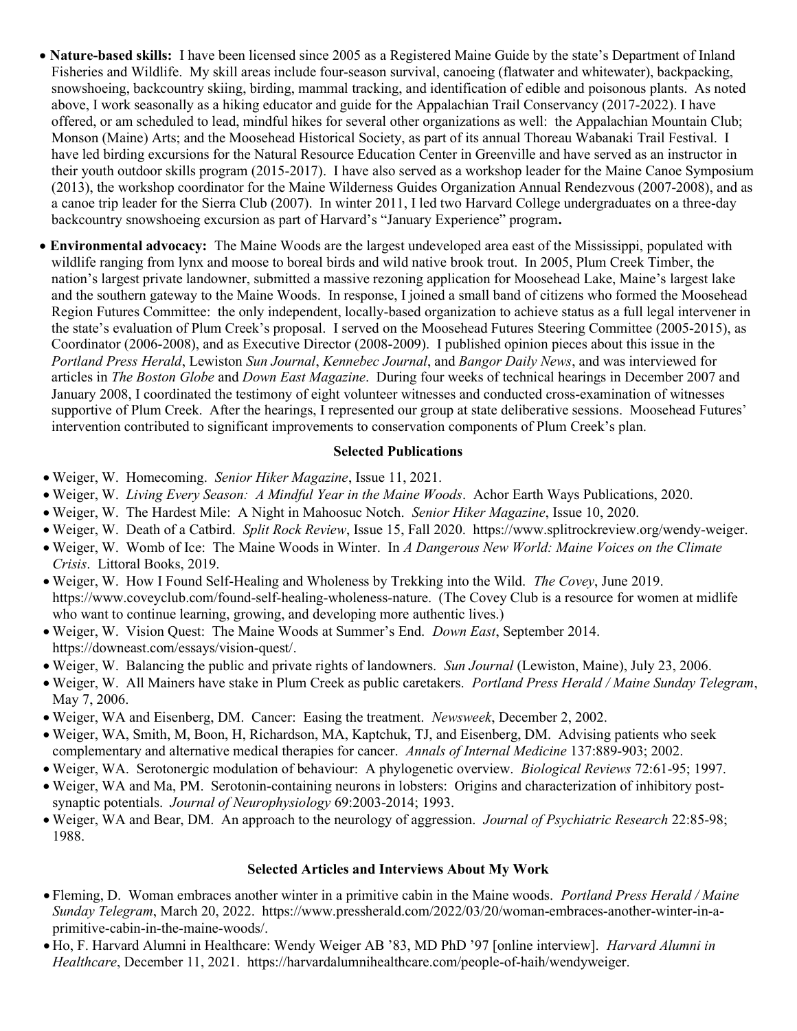- **Nature-based skills:** I have been licensed since 2005 as a Registered Maine Guide by the state's Department of Inland Fisheries and Wildlife. My skill areas include four-season survival, canoeing (flatwater and whitewater), backpacking, snowshoeing, backcountry skiing, birding, mammal tracking, and identification of edible and poisonous plants. As noted above, I work seasonally as a hiking educator and guide for the Appalachian Trail Conservancy (2017-2022). I have offered, or am scheduled to lead, mindful hikes for several other organizations as well: the Appalachian Mountain Club; Monson (Maine) Arts; and the Moosehead Historical Society, as part of its annual Thoreau Wabanaki Trail Festival. I have led birding excursions for the Natural Resource Education Center in Greenville and have served as an instructor in their youth outdoor skills program (2015-2017). I have also served as a workshop leader for the Maine Canoe Symposium (2013), the workshop coordinator for the Maine Wilderness Guides Organization Annual Rendezvous (2007-2008), and as a canoe trip leader for the Sierra Club (2007). In winter 2011, I led two Harvard College undergraduates on a three-day backcountry snowshoeing excursion as part of Harvard's "January Experience" program**.**

- **Environmental advocacy:** The Maine Woods are the largest undeveloped area east of the Mississippi, populated with wildlife ranging from lynx and moose to boreal birds and wild native brook trout. In 2005, Plum Creek Timber, the nation's largest private landowner, submitted a massive rezoning application for Moosehead Lake, Maine's largest lake and the southern gateway to the Maine Woods. In response, I joined a small band of citizens who formed the Moosehead Region Futures Committee: the only independent, locally-based organization to achieve status as a full legal intervener in the state's evaluation of Plum Creek's proposal. I served on the Moosehead Futures Steering Committee (2005-2015), as Coordinator (2006-2008), and as Executive Director (2008-2009). I published opinion pieces about this issue in the *Portland Press Herald*, Lewiston *Sun Journal*, *Kennebec Journal*, and *Bangor Daily News*, and was interviewed for articles in *The Boston Globe* and *Down East Magazine*. During four weeks of technical hearings in December 2007 and January 2008, I coordinated the testimony of eight volunteer witnesses and conducted cross-examination of witnesses supportive of Plum Creek. After the hearings, I represented our group at state deliberative sessions. Moosehead Futures' intervention contributed to significant improvements to conservation components of Plum Creek's plan.

### Selected Publications

- Weiger, W. Homecoming. *Senior Hiker Magazine*, Issue 11, 2021.
- Weiger, W. *Living Every Season: A Mindful Year in the Maine Woods*. Achor Earth Ways Publications, 2020.
- Weiger, W. The Hardest Mile: A Night in Mahoosuc Notch. *Senior Hiker Magazine*, Issue 10, 2020.
- Weiger, W. Death of a Catbird. *Split Rock Review*, Issue 15, Fall 2020. https://www.splitrockreview.org/wendy-weiger.
- Weiger, W. Womb of Ice: The Maine Woods in Winter. In *A Dangerous New World: Maine Voices on the Climate Crisis*. Littoral Books, 2019.
- Weiger, W. How I Found Self-Healing and Wholeness by Trekking into the Wild. *The Covey*, June 2019. https://www.coveyclub.com/found-self-healing-wholeness-nature. (The Covey Club is a resource for women at midlife who want to continue learning, growing, and developing more authentic lives.)
- Weiger, W. Vision Quest: The Maine Woods at Summer's End. *Down East*, September 2014. https://downeast.com/essays/vision-quest/.
- Weiger, W. Balancing the public and private rights of landowners. *Sun Journal* (Lewiston, Maine), July 23, 2006.
- Weiger, W. All Mainers have stake in Plum Creek as public caretakers. *Portland Press Herald / Maine Sunday Telegram*, May 7, 2006.
- Weiger, WA and Eisenberg, DM. Cancer: Easing the treatment. *Newsweek*, December 2, 2002.
- Weiger, WA, Smith, M, Boon, H, Richardson, MA, Kaptchuk, TJ, and Eisenberg, DM. Advising patients who seek complementary and alternative medical therapies for cancer. *Annals of Internal Medicine* 137:889-903; 2002.
- Weiger, WA. Serotonergic modulation of behaviour: A phylogenetic overview. *Biological Reviews* 72:61-95; 1997.
- Weiger, WA and Ma, PM. Serotonin-containing neurons in lobsters: Origins and characterization of inhibitory post-synaptic potentials. *Journal of Neurophysiology* 69:2003-2014; 1993.
- Weiger, WA and Bear, DM. An approach to the neurology of aggression. *Journal of Psychiatric Research* 22:85-98; 1988.

### Selected Articles and Interviews About My Work

- Fleming, D. Woman embraces another winter in a primitive cabin in the Maine woods. *Portland Press Herald / Maine Sunday Telegram*, March 20, 2022. https://www.pressherald.com/2022/03/20/woman-embraces-another-winter-in-a-primitive-cabin-in-the-maine-woods/.
- Ho, F. Harvard Alumni in Healthcare: Wendy Weiger AB '83, MD PhD '97 [online interview]. *Harvard Alumni in Healthcare*, December 11, 2021. https://harvardalumnihealthcare.com/people-of-haih/wendyweiger.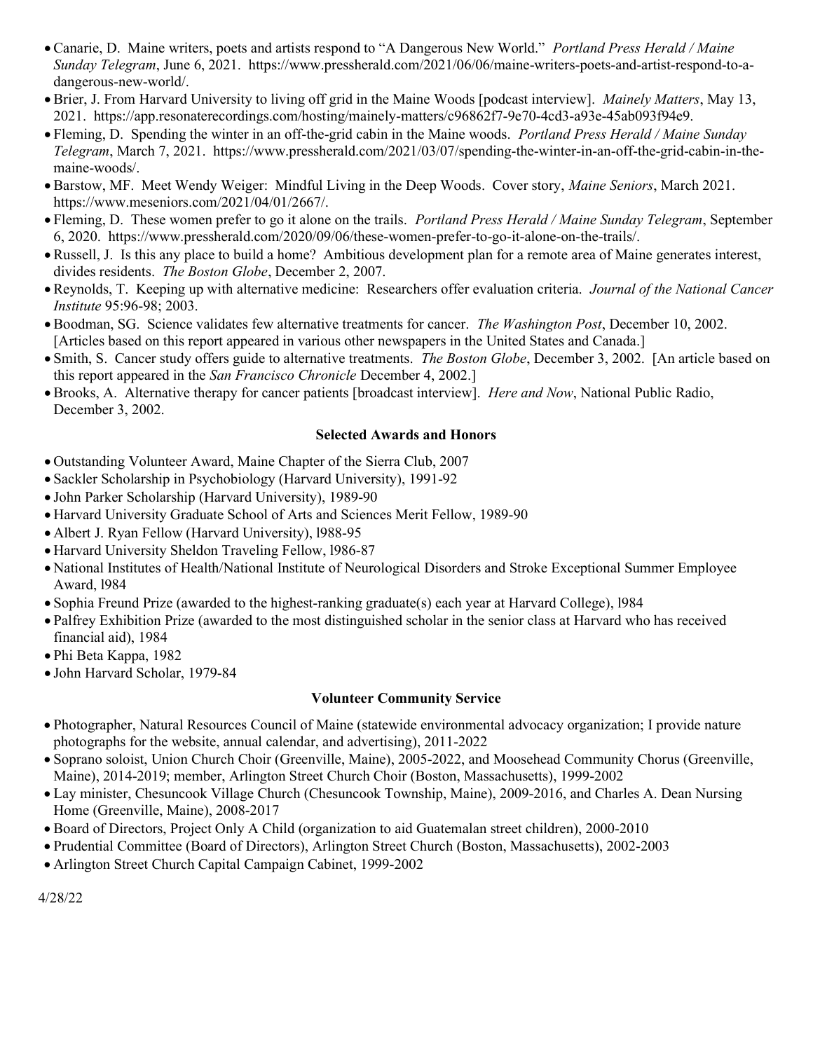- Canarie, D. Maine writers, poets and artists respond to "A Dangerous New World." *Portland Press Herald / Maine Sunday Telegram*, June 6, 2021. https://www.pressherald.com/2021/06/06/maine-writers-poets-and-artist-respond-to-a-dangerous-new-world/.
- Brier, J. From Harvard University to living off grid in the Maine Woods [podcast interview]. *Mainely Matters*, May 13, 2021. https://app.resonaterecordings.com/hosting/mainely-matters/c96862f7-9e70-4cd3-a93e-45ab093f94e9.
- Fleming, D. Spending the winter in an off-the-grid cabin in the Maine woods. *Portland Press Herald / Maine Sunday Telegram*, March 7, 2021. https://www.pressherald.com/2021/03/07/spending-the-winter-in-an-off-the-grid-cabin-in-the-maine-woods/.
- Barstow, MF. Meet Wendy Weiger: Mindful Living in the Deep Woods. Cover story, *Maine Seniors*, March 2021. https://www.meseniors.com/2021/04/01/2667/.
- Fleming, D. These women prefer to go it alone on the trails. *Portland Press Herald / Maine Sunday Telegram*, September 6, 2020. https://www.pressherald.com/2020/09/06/these-women-prefer-to-go-it-alone-on-the-trails/.
- Russell, J. Is this any place to build a home? Ambitious development plan for a remote area of Maine generates interest, divides residents. *The Boston Globe*, December 2, 2007.
- Reynolds, T. Keeping up with alternative medicine: Researchers offer evaluation criteria. *Journal of the National Cancer Institute* 95:96-98; 2003.
- Boodman, SG. Science validates few alternative treatments for cancer. *The Washington Post*, December 10, 2002. [Articles based on this report appeared in various other newspapers in the United States and Canada.]
- Smith, S. Cancer study offers guide to alternative treatments. *The Boston Globe*, December 3, 2002. [An article based on this report appeared in the *San Francisco Chronicle* December 4, 2002.]
- Brooks, A. Alternative therapy for cancer patients [broadcast interview]. *Here and Now*, National Public Radio, December 3, 2002.

**Selected Awards and Honors**

- Outstanding Volunteer Award, Maine Chapter of the Sierra Club, 2007
- Sackler Scholarship in Psychobiology (Harvard University), 1991-92
- John Parker Scholarship (Harvard University), 1989-90
- Harvard University Graduate School of Arts and Sciences Merit Fellow, 1989-90
- Albert J. Ryan Fellow (Harvard University), l988-95
- Harvard University Sheldon Traveling Fellow, l986-87
- National Institutes of Health/National Institute of Neurological Disorders and Stroke Exceptional Summer Employee Award, l984
- Sophia Freund Prize (awarded to the highest-ranking graduate(s) each year at Harvard College), l984
- Palfrey Exhibition Prize (awarded to the most distinguished scholar in the senior class at Harvard who has received financial aid), 1984
- Phi Beta Kappa, 1982
- John Harvard Scholar, 1979-84

**Volunteer Community Service**

- Photographer, Natural Resources Council of Maine (statewide environmental advocacy organization; I provide nature photographs for the website, annual calendar, and advertising), 2011-2022
- Soprano soloist, Union Church Choir (Greenville, Maine), 2005-2022, and Moosehead Community Chorus (Greenville, Maine), 2014-2019; member, Arlington Street Church Choir (Boston, Massachusetts), 1999-2002
- Lay minister, Chesuncook Village Church (Chesuncook Township, Maine), 2009-2016, and Charles A. Dean Nursing Home (Greenville, Maine), 2008-2017
- Board of Directors, Project Only A Child (organization to aid Guatemalan street children), 2000-2010
- Prudential Committee (Board of Directors), Arlington Street Church (Boston, Massachusetts), 2002-2003
- Arlington Street Church Capital Campaign Cabinet, 1999-2002

4/28/22